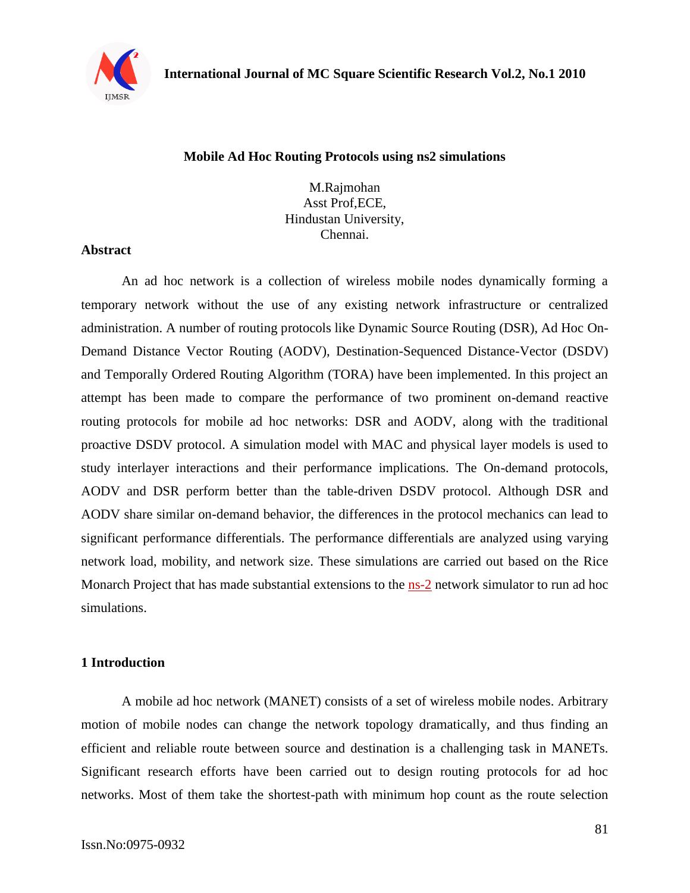# Mobile Ad Hoc Routing Protocols using ns2 simulations

M.Rajmohan
Asst Prof,ECE,
Hindustan University,
Chennai.

## Abstract

An ad hoc network is a collection of wireless mobile nodes dynamically forming a temporary network without the use of any existing network infrastructure or centralized administration. A number of routing protocols like Dynamic Source Routing (DSR), Ad Hoc On-Demand Distance Vector Routing (AODV), Destination-Sequenced Distance-Vector (DSDV) and Temporally Ordered Routing Algorithm (TORA) have been implemented. In this project an attempt has been made to compare the performance of two prominent on-demand reactive routing protocols for mobile ad hoc networks: DSR and AODV, along with the traditional proactive DSDV protocol. A simulation model with MAC and physical layer models is used to study interlayer interactions and their performance implications. The On-demand protocols, AODV and DSR perform better than the table-driven DSDV protocol. Although DSR and AODV share similar on-demand behavior, the differences in the protocol mechanics can lead to significant performance differentials. The performance differentials are analyzed using varying network load, mobility, and network size. These simulations are carried out based on the Rice Monarch Project that has made substantial extensions to the ns-2 network simulator to run ad hoc simulations.

## 1 Introduction

A mobile ad hoc network (MANET) consists of a set of wireless mobile nodes. Arbitrary motion of mobile nodes can change the network topology dramatically, and thus finding an efficient and reliable route between source and destination is a challenging task in MANETs. Significant research efforts have been carried out to design routing protocols for ad hoc networks. Most of them take the shortest-path with minimum hop count as the route selection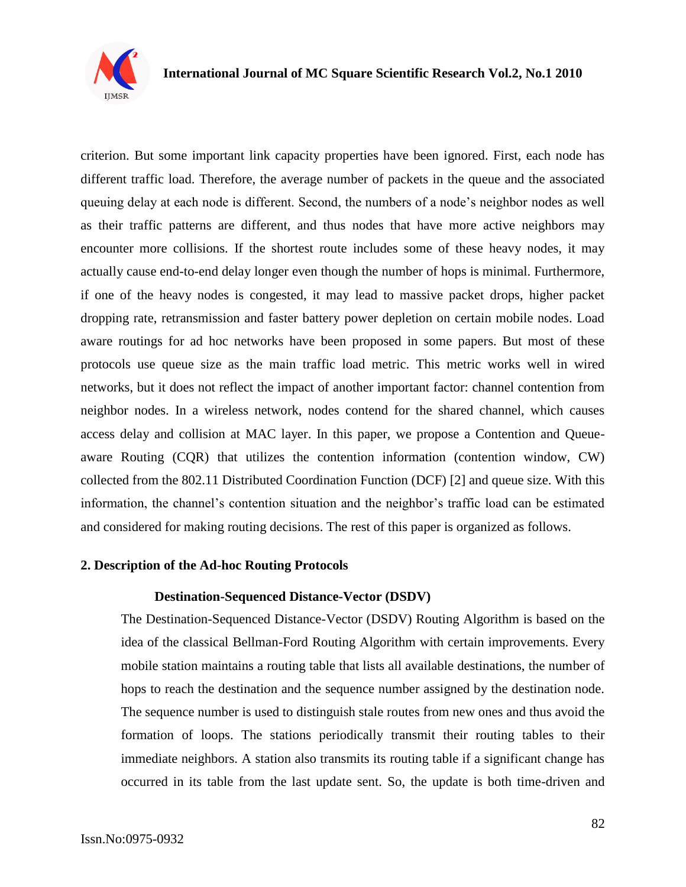criterion. But some important link capacity properties have been ignored. First, each node has different traffic load. Therefore, the average number of packets in the queue and the associated queuing delay at each node is different. Second, the numbers of a node's neighbor nodes as well as their traffic patterns are different, and thus nodes that have more active neighbors may encounter more collisions. If the shortest route includes some of these heavy nodes, it may actually cause end-to-end delay longer even though the number of hops is minimal. Furthermore, if one of the heavy nodes is congested, it may lead to massive packet drops, higher packet dropping rate, retransmission and faster battery power depletion on certain mobile nodes. Load aware routings for ad hoc networks have been proposed in some papers. But most of these protocols use queue size as the main traffic load metric. This metric works well in wired networks, but it does not reflect the impact of another important factor: channel contention from neighbor nodes. In a wireless network, nodes contend for the shared channel, which causes access delay and collision at MAC layer. In this paper, we propose a Contention and Queue-aware Routing (CQR) that utilizes the contention information (contention window, CW) collected from the 802.11 Distributed Coordination Function (DCF) [2] and queue size. With this information, the channel's contention situation and the neighbor's traffic load can be estimated and considered for making routing decisions. The rest of this paper is organized as follows.

## 2. Description of the Ad-hoc Routing Protocols

### Destination-Sequenced Distance-Vector (DSDV)

The Destination-Sequenced Distance-Vector (DSDV) Routing Algorithm is based on the idea of the classical Bellman-Ford Routing Algorithm with certain improvements. Every mobile station maintains a routing table that lists all available destinations, the number of hops to reach the destination and the sequence number assigned by the destination node. The sequence number is used to distinguish stale routes from new ones and thus avoid the formation of loops. The stations periodically transmit their routing tables to their immediate neighbors. A station also transmits its routing table if a significant change has occurred in its table from the last update sent. So, the update is both time-driven and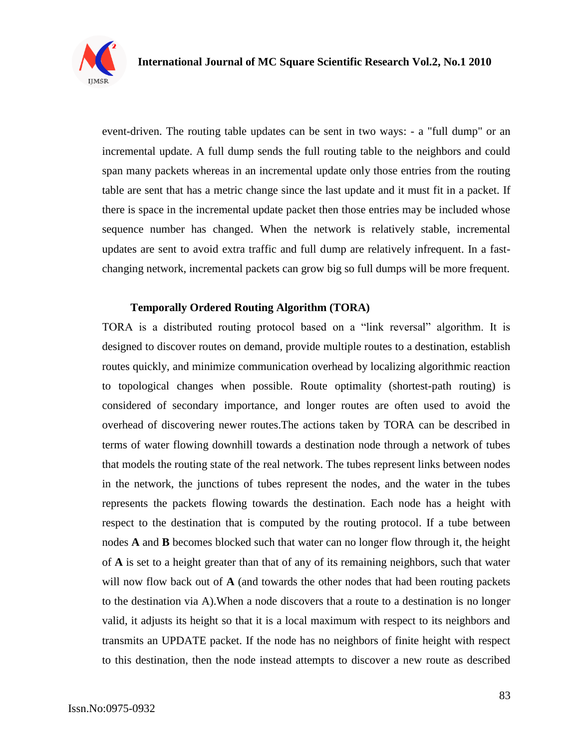event-driven. The routing table updates can be sent in two ways: - a "full dump" or an incremental update. A full dump sends the full routing table to the neighbors and could span many packets whereas in an incremental update only those entries from the routing table are sent that has a metric change since the last update and it must fit in a packet. If there is space in the incremental update packet then those entries may be included whose sequence number has changed. When the network is relatively stable, incremental updates are sent to avoid extra traffic and full dump are relatively infrequent. In a fast-changing network, incremental packets can grow big so full dumps will be more frequent.

**Temporally Ordered Routing Algorithm (TORA)**

TORA is a distributed routing protocol based on a “link reversal” algorithm. It is designed to discover routes on demand, provide multiple routes to a destination, establish routes quickly, and minimize communication overhead by localizing algorithmic reaction to topological changes when possible. Route optimality (shortest-path routing) is considered of secondary importance, and longer routes are often used to avoid the overhead of discovering newer routes.The actions taken by TORA can be described in terms of water flowing downhill towards a destination node through a network of tubes that models the routing state of the real network. The tubes represent links between nodes in the network, the junctions of tubes represent the nodes, and the water in the tubes represents the packets flowing towards the destination. Each node has a height with respect to the destination that is computed by the routing protocol. If a tube between nodes **A** and **B** becomes blocked such that water can no longer flow through it, the height of **A** is set to a height greater than that of any of its remaining neighbors, such that water will now flow back out of **A** (and towards the other nodes that had been routing packets to the destination via A).When a node discovers that a route to a destination is no longer valid, it adjusts its height so that it is a local maximum with respect to its neighbors and transmits an UPDATE packet. If the node has no neighbors of finite height with respect to this destination, then the node instead attempts to discover a new route as described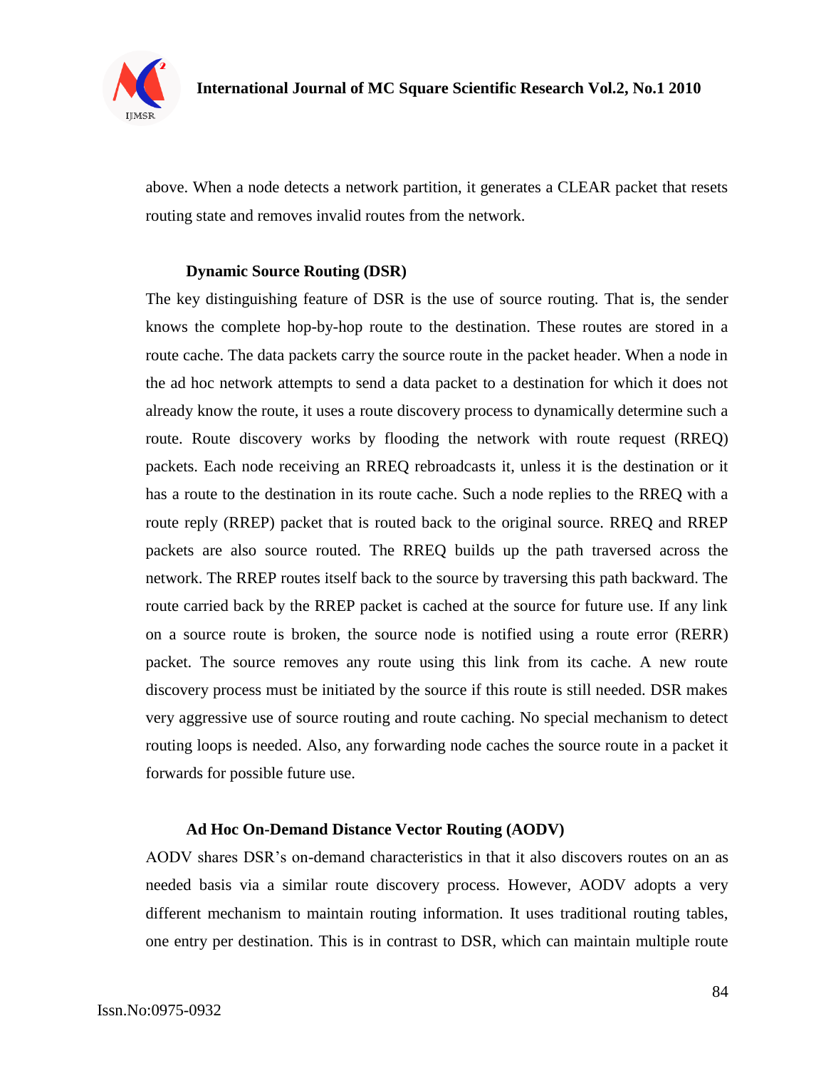above. When a node detects a network partition, it generates a CLEAR packet that resets routing state and removes invalid routes from the network.

**Dynamic Source Routing (DSR)**

The key distinguishing feature of DSR is the use of source routing. That is, the sender knows the complete hop-by-hop route to the destination. These routes are stored in a route cache. The data packets carry the source route in the packet header. When a node in the ad hoc network attempts to send a data packet to a destination for which it does not already know the route, it uses a route discovery process to dynamically determine such a route. Route discovery works by flooding the network with route request (RREQ) packets. Each node receiving an RREQ rebroadcasts it, unless it is the destination or it has a route to the destination in its route cache. Such a node replies to the RREQ with a route reply (RREP) packet that is routed back to the original source. RREQ and RREP packets are also source routed. The RREQ builds up the path traversed across the network. The RREP routes itself back to the source by traversing this path backward. The route carried back by the RREP packet is cached at the source for future use. If any link on a source route is broken, the source node is notified using a route error (RERR) packet. The source removes any route using this link from its cache. A new route discovery process must be initiated by the source if this route is still needed. DSR makes very aggressive use of source routing and route caching. No special mechanism to detect routing loops is needed. Also, any forwarding node caches the source route in a packet it forwards for possible future use.

**Ad Hoc On-Demand Distance Vector Routing (AODV)**

AODV shares DSR's on-demand characteristics in that it also discovers routes on an as needed basis via a similar route discovery process. However, AODV adopts a very different mechanism to maintain routing information. It uses traditional routing tables, one entry per destination. This is in contrast to DSR, which can maintain multiple route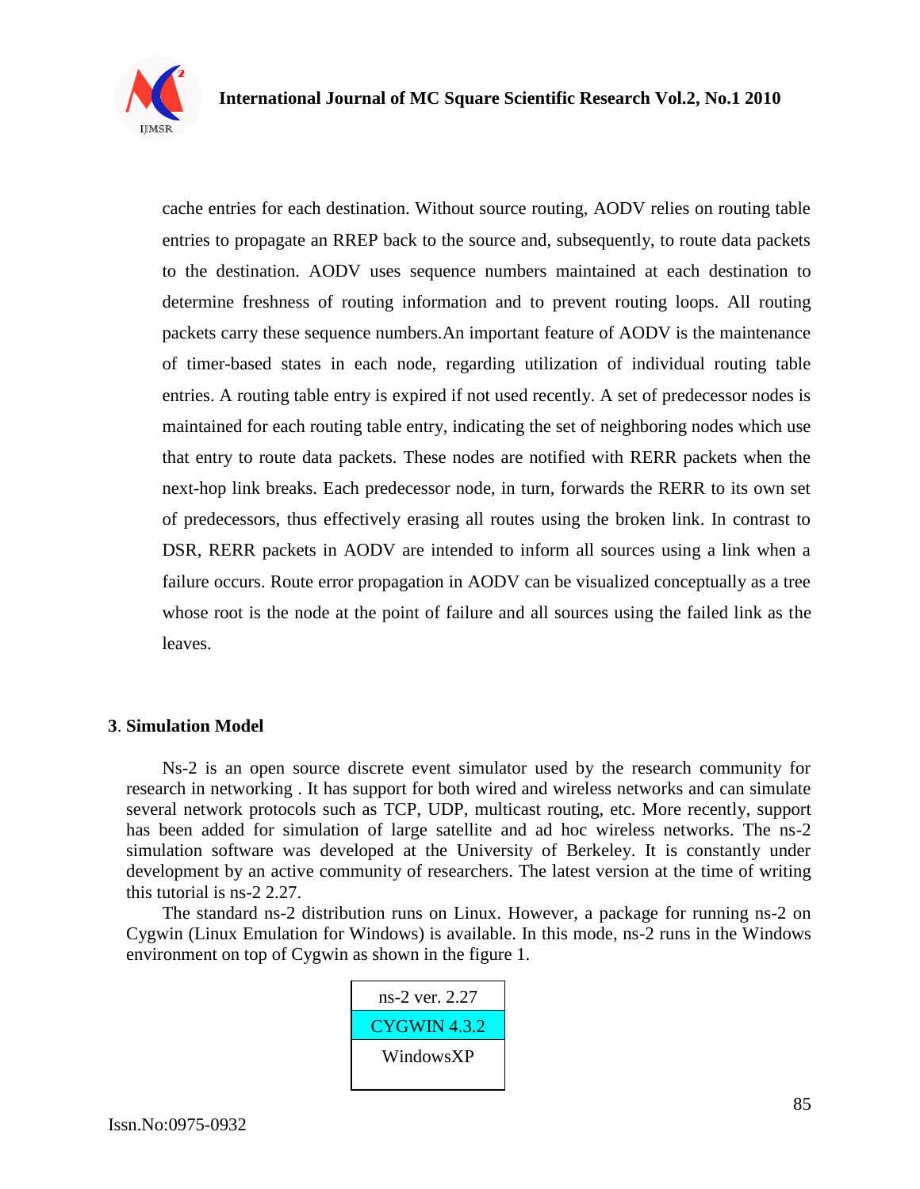cache entries for each destination. Without source routing, AODV relies on routing table entries to propagate an RREP back to the source and, subsequently, to route data packets to the destination. AODV uses sequence numbers maintained at each destination to determine freshness of routing information and to prevent routing loops. All routing packets carry these sequence numbers.An important feature of AODV is the maintenance of timer-based states in each node, regarding utilization of individual routing table entries. A routing table entry is expired if not used recently. A set of predecessor nodes is maintained for each routing table entry, indicating the set of neighboring nodes which use that entry to route data packets. These nodes are notified with RERR packets when the next-hop link breaks. Each predecessor node, in turn, forwards the RERR to its own set of predecessors, thus effectively erasing all routes using the broken link. In contrast to DSR, RERR packets in AODV are intended to inform all sources using a link when a failure occurs. Route error propagation in AODV can be visualized conceptually as a tree whose root is the node at the point of failure and all sources using the failed link as the leaves.

## 3. Simulation Model

Ns-2 is an open source discrete event simulator used by the research community for research in networking . It has support for both wired and wireless networks and can simulate several network protocols such as TCP, UDP, multicast routing, etc. More recently, support has been added for simulation of large satellite and ad hoc wireless networks. The ns-2 simulation software was developed at the University of Berkeley. It is constantly under development by an active community of researchers. The latest version at the time of writing this tutorial is ns-2 2.27.

The standard ns-2 distribution runs on Linux. However, a package for running ns-2 on Cygwin (Linux Emulation for Windows) is available. In this mode, ns-2 runs in the Windows environment on top of Cygwin as shown in the figure 1.

| ns-2 ver. 2.27 |
| --- |
| CYGWIN 4.3.2 |
| WindowsXP |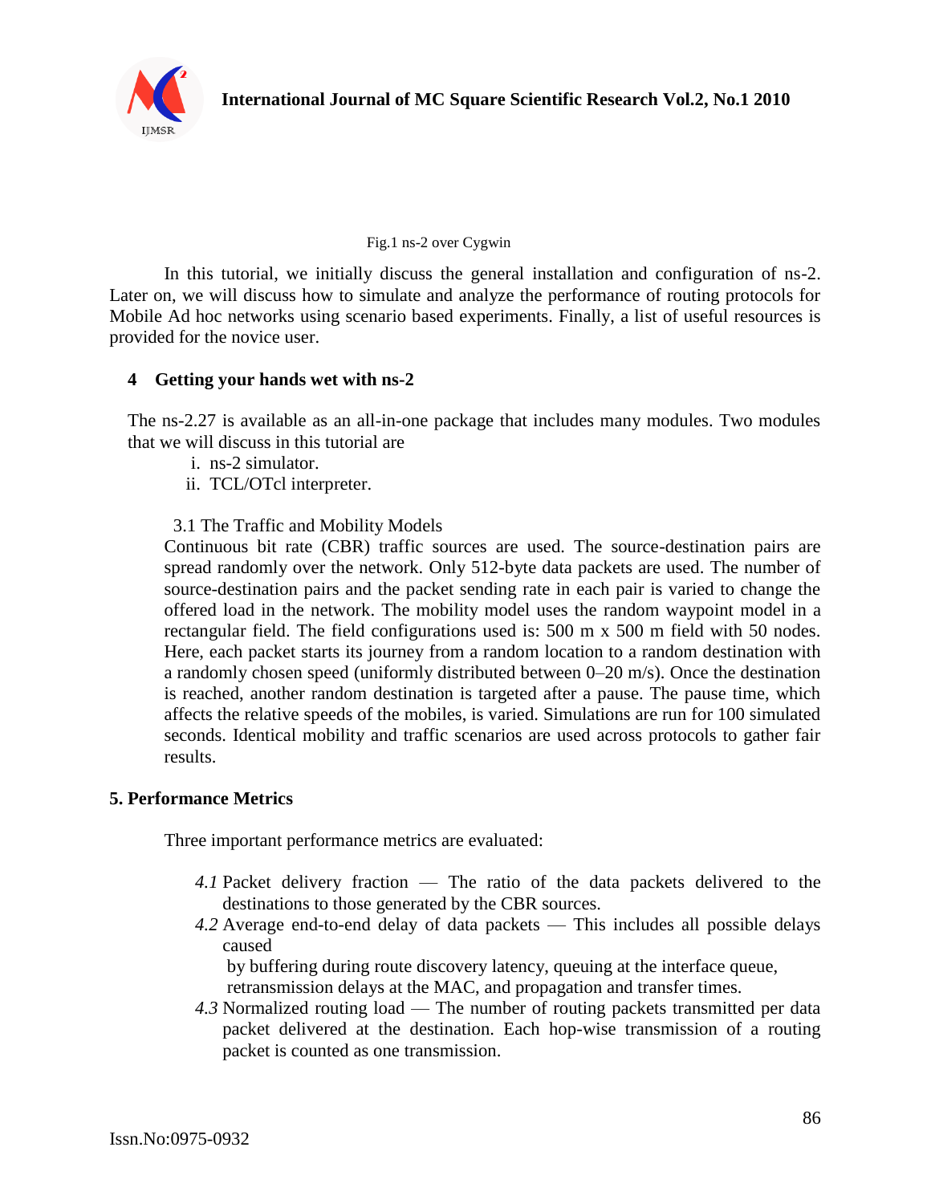Fig.1 ns-2 over Cygwin

In this tutorial, we initially discuss the general installation and configuration of ns-2. Later on, we will discuss how to simulate and analyze the performance of routing protocols for Mobile Ad hoc networks using scenario based experiments. Finally, a list of useful resources is provided for the novice user.

## 4 Getting your hands wet with ns-2

The ns-2.27 is available as an all-in-one package that includes many modules. Two modules that we will discuss in this tutorial are

i. ns-2 simulator.
ii. TCL/OTcl interpreter.

### 3.1 The Traffic and Mobility Models

Continuous bit rate (CBR) traffic sources are used. The source-destination pairs are spread randomly over the network. Only 512-byte data packets are used. The number of source-destination pairs and the packet sending rate in each pair is varied to change the offered load in the network. The mobility model uses the random waypoint model in a rectangular field. The field configurations used is: 500 m x 500 m field with 50 nodes. Here, each packet starts its journey from a random location to a random destination with a randomly chosen speed (uniformly distributed between 0–20 m/s). Once the destination is reached, another random destination is targeted after a pause. The pause time, which affects the relative speeds of the mobiles, is varied. Simulations are run for 100 simulated seconds. Identical mobility and traffic scenarios are used across protocols to gather fair results.

## 5. Performance Metrics

Three important performance metrics are evaluated:

*4.1* Packet delivery fraction — The ratio of the data packets delivered to the destinations to those generated by the CBR sources.

*4.2* Average end-to-end delay of data packets — This includes all possible delays caused by buffering during route discovery latency, queuing at the interface queue, retransmission delays at the MAC, and propagation and transfer times.

*4.3* Normalized routing load — The number of routing packets transmitted per data packet delivered at the destination. Each hop-wise transmission of a routing packet is counted as one transmission.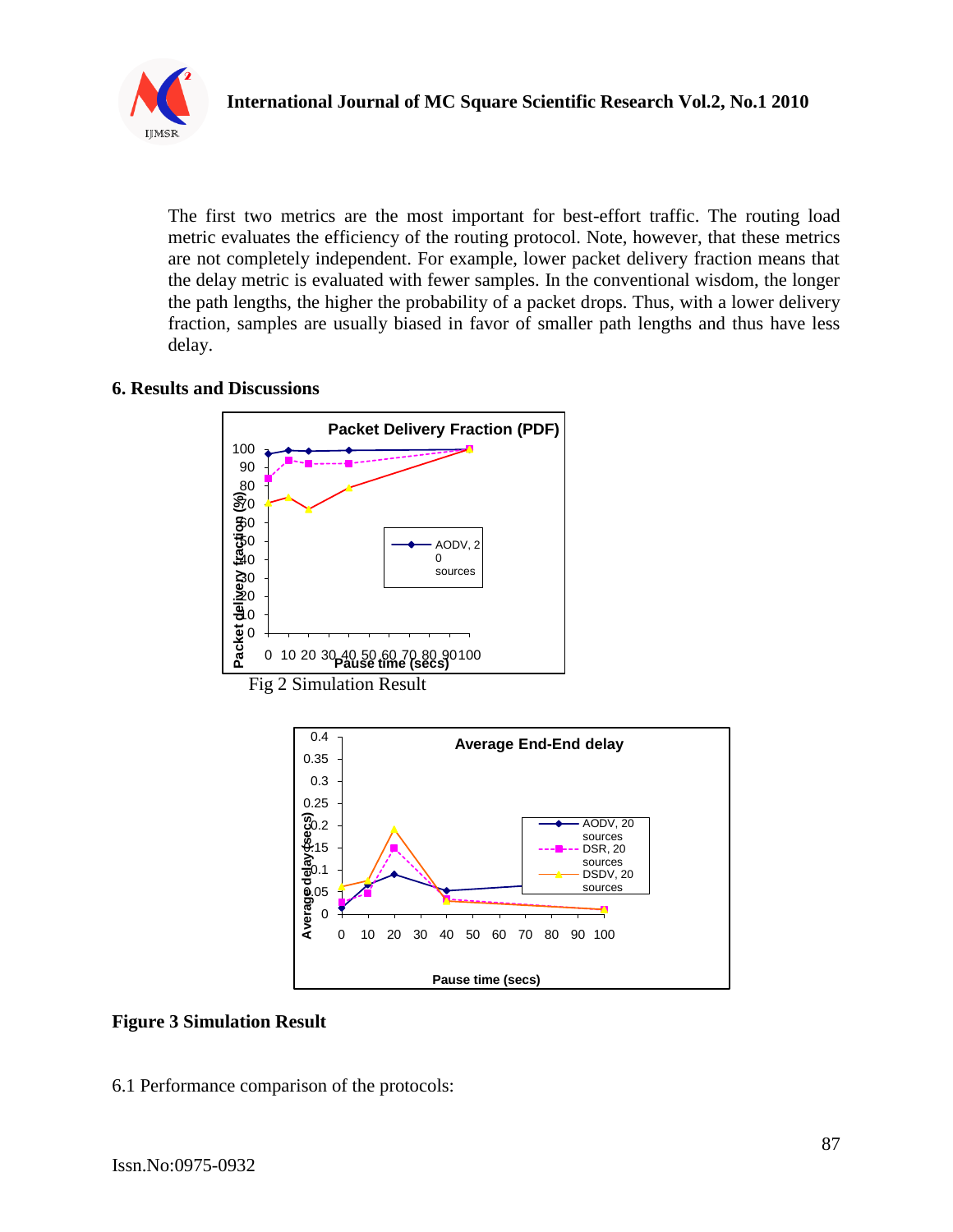The first two metrics are the most important for best-effort traffic. The routing load metric evaluates the efficiency of the routing protocol. Note, however, that these metrics are not completely independent. For example, lower packet delivery fraction means that the delay metric is evaluated with fewer samples. In the conventional wisdom, the longer the path lengths, the higher the probability of a packet drops. Thus, with a lower delivery fraction, samples are usually biased in favor of smaller path lengths and thus have less delay.

## 6. Results and Discussions

Fig 2 Simulation Result

**Figure 3 Simulation Result**

6.1 Performance comparison of the protocols: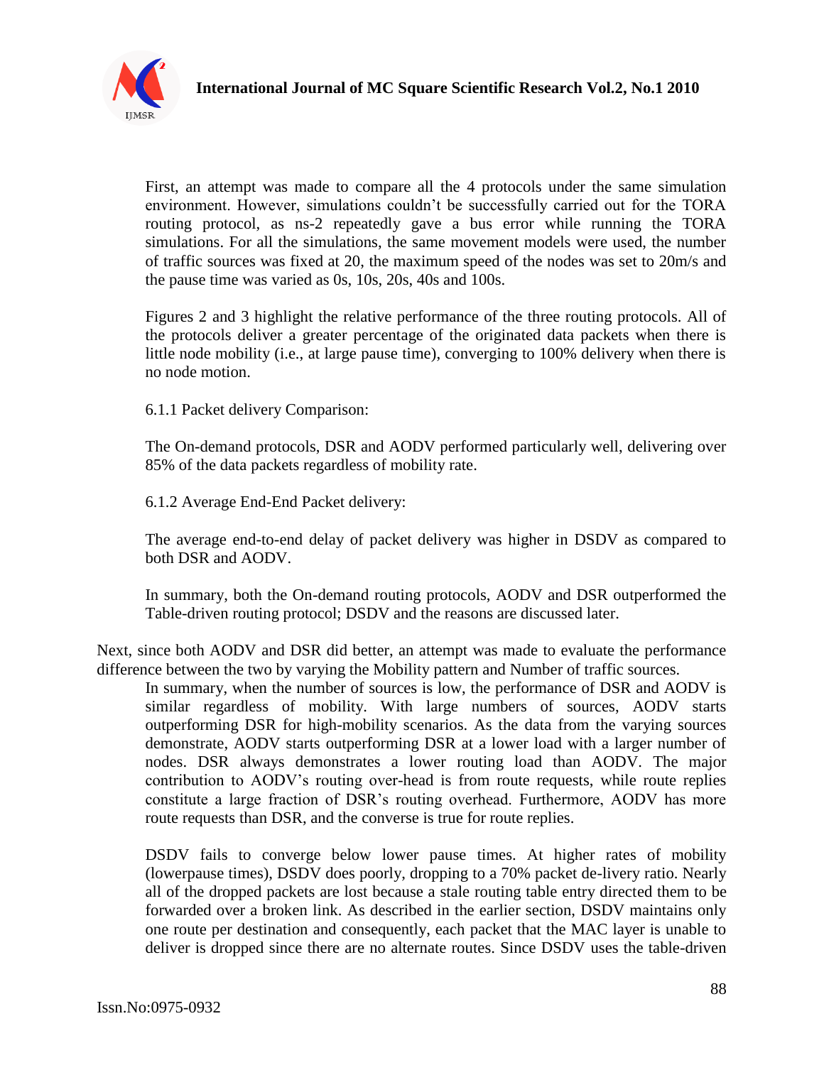First, an attempt was made to compare all the 4 protocols under the same simulation environment. However, simulations couldn't be successfully carried out for the TORA routing protocol, as ns-2 repeatedly gave a bus error while running the TORA simulations. For all the simulations, the same movement models were used, the number of traffic sources was fixed at 20, the maximum speed of the nodes was set to 20m/s and the pause time was varied as 0s, 10s, 20s, 40s and 100s.

Figures 2 and 3 highlight the relative performance of the three routing protocols. All of the protocols deliver a greater percentage of the originated data packets when there is little node mobility (i.e., at large pause time), converging to 100% delivery when there is no node motion.

6.1.1 Packet delivery Comparison:

The On-demand protocols, DSR and AODV performed particularly well, delivering over 85% of the data packets regardless of mobility rate.

6.1.2 Average End-End Packet delivery:

The average end-to-end delay of packet delivery was higher in DSDV as compared to both DSR and AODV.

In summary, both the On-demand routing protocols, AODV and DSR outperformed the Table-driven routing protocol; DSDV and the reasons are discussed later.

Next, since both AODV and DSR did better, an attempt was made to evaluate the performance difference between the two by varying the Mobility pattern and Number of traffic sources.

In summary, when the number of sources is low, the performance of DSR and AODV is similar regardless of mobility. With large numbers of sources, AODV starts outperforming DSR for high-mobility scenarios. As the data from the varying sources demonstrate, AODV starts outperforming DSR at a lower load with a larger number of nodes. DSR always demonstrates a lower routing load than AODV. The major contribution to AODV's routing over-head is from route requests, while route replies constitute a large fraction of DSR's routing overhead. Furthermore, AODV has more route requests than DSR, and the converse is true for route replies.

DSDV fails to converge below lower pause times. At higher rates of mobility (lowerpause times), DSDV does poorly, dropping to a 70% packet de-livery ratio. Nearly all of the dropped packets are lost because a stale routing table entry directed them to be forwarded over a broken link. As described in the earlier section, DSDV maintains only one route per destination and consequently, each packet that the MAC layer is unable to deliver is dropped since there are no alternate routes. Since DSDV uses the table-driven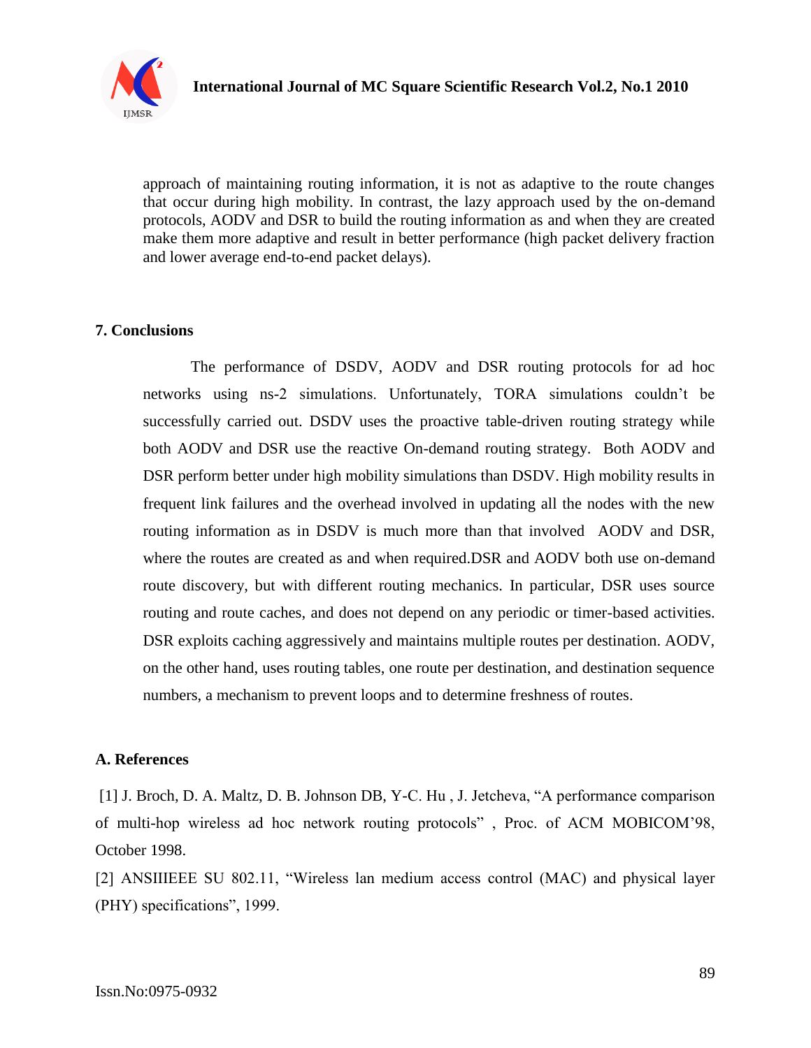approach of maintaining routing information, it is not as adaptive to the route changes that occur during high mobility. In contrast, the lazy approach used by the on-demand protocols, AODV and DSR to build the routing information as and when they are created make them more adaptive and result in better performance (high packet delivery fraction and lower average end-to-end packet delays).

## 7. Conclusions

The performance of DSDV, AODV and DSR routing protocols for ad hoc networks using ns-2 simulations. Unfortunately, TORA simulations couldn't be successfully carried out. DSDV uses the proactive table-driven routing strategy while both AODV and DSR use the reactive On-demand routing strategy. Both AODV and DSR perform better under high mobility simulations than DSDV. High mobility results in frequent link failures and the overhead involved in updating all the nodes with the new routing information as in DSDV is much more than that involved AODV and DSR, where the routes are created as and when required.DSR and AODV both use on-demand route discovery, but with different routing mechanics. In particular, DSR uses source routing and route caches, and does not depend on any periodic or timer-based activities. DSR exploits caching aggressively and maintains multiple routes per destination. AODV, on the other hand, uses routing tables, one route per destination, and destination sequence numbers, a mechanism to prevent loops and to determine freshness of routes.

## A. References

[1] J. Broch, D. A. Maltz, D. B. Johnson DB, Y-C. Hu , J. Jetcheva, "A performance comparison of multi-hop wireless ad hoc network routing protocols" , Proc. of ACM MOBICOM'98, October 1998.

[2] ANSIIIEEE SU 802.11, "Wireless lan medium access control (MAC) and physical layer (PHY) specifications", 1999.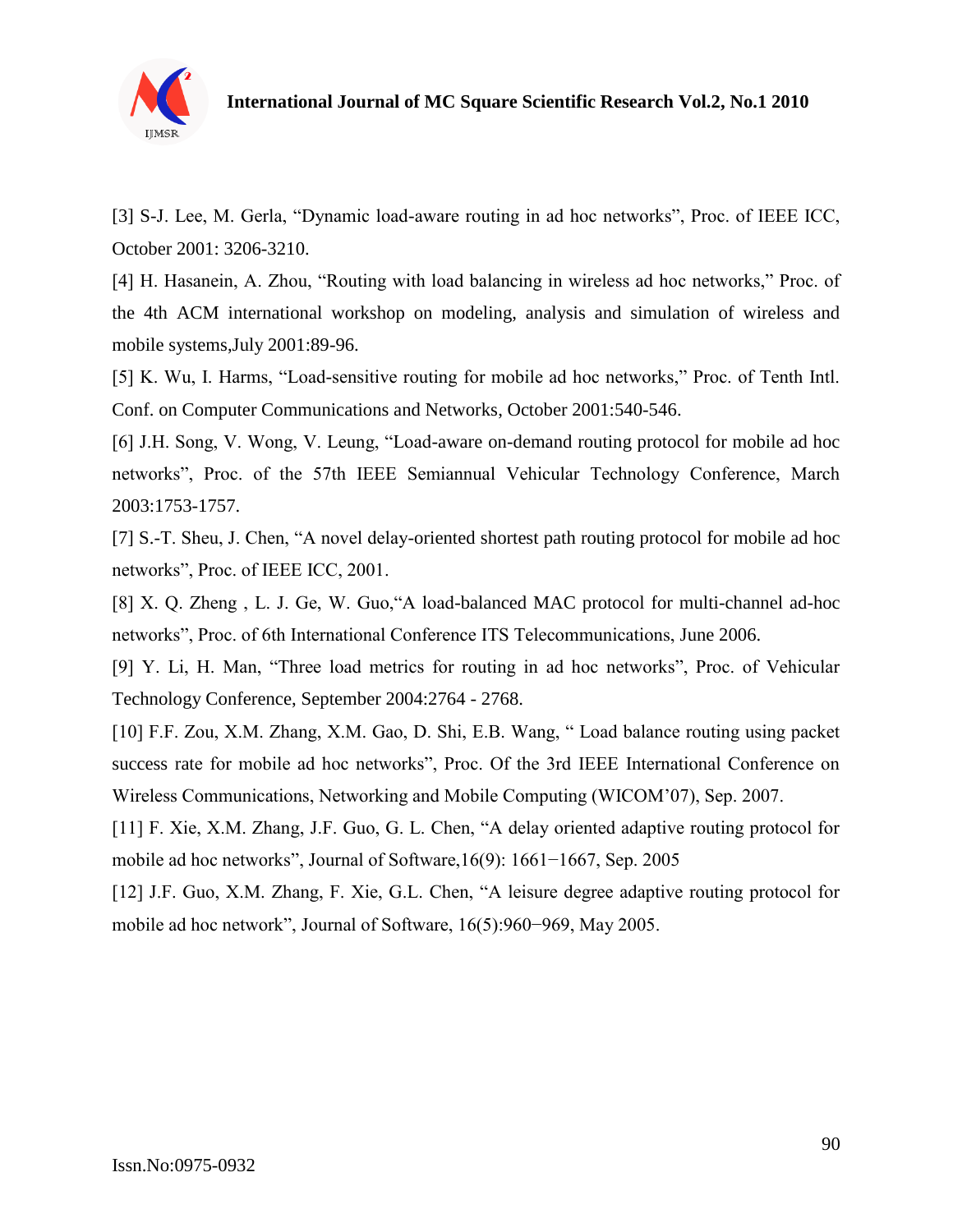[3] S-J. Lee, M. Gerla, "Dynamic load-aware routing in ad hoc networks", Proc. of IEEE ICC, October 2001: 3206-3210.

[4] H. Hasanein, A. Zhou, "Routing with load balancing in wireless ad hoc networks," Proc. of the 4th ACM international workshop on modeling, analysis and simulation of wireless and mobile systems,July 2001:89-96.

[5] K. Wu, I. Harms, "Load-sensitive routing for mobile ad hoc networks," Proc. of Tenth Intl. Conf. on Computer Communications and Networks, October 2001:540-546.

[6] J.H. Song, V. Wong, V. Leung, "Load-aware on-demand routing protocol for mobile ad hoc networks", Proc. of the 57th IEEE Semiannual Vehicular Technology Conference, March 2003:1753-1757.

[7] S.-T. Sheu, J. Chen, "A novel delay-oriented shortest path routing protocol for mobile ad hoc networks", Proc. of IEEE ICC, 2001.

[8] X. Q. Zheng , L. J. Ge, W. Guo,"A load-balanced MAC protocol for multi-channel ad-hoc networks", Proc. of 6th International Conference ITS Telecommunications, June 2006.

[9] Y. Li, H. Man, "Three load metrics for routing in ad hoc networks", Proc. of Vehicular Technology Conference, September 2004:2764 - 2768.

[10] F.F. Zou, X.M. Zhang, X.M. Gao, D. Shi, E.B. Wang, " Load balance routing using packet success rate for mobile ad hoc networks", Proc. Of the 3rd IEEE International Conference on Wireless Communications, Networking and Mobile Computing (WICOM'07), Sep. 2007.

[11] F. Xie, X.M. Zhang, J.F. Guo, G. L. Chen, "A delay oriented adaptive routing protocol for mobile ad hoc networks", Journal of Software,16(9): 1661−1667, Sep. 2005

[12] J.F. Guo, X.M. Zhang, F. Xie, G.L. Chen, "A leisure degree adaptive routing protocol for mobile ad hoc network", Journal of Software, 16(5):960−969, May 2005.